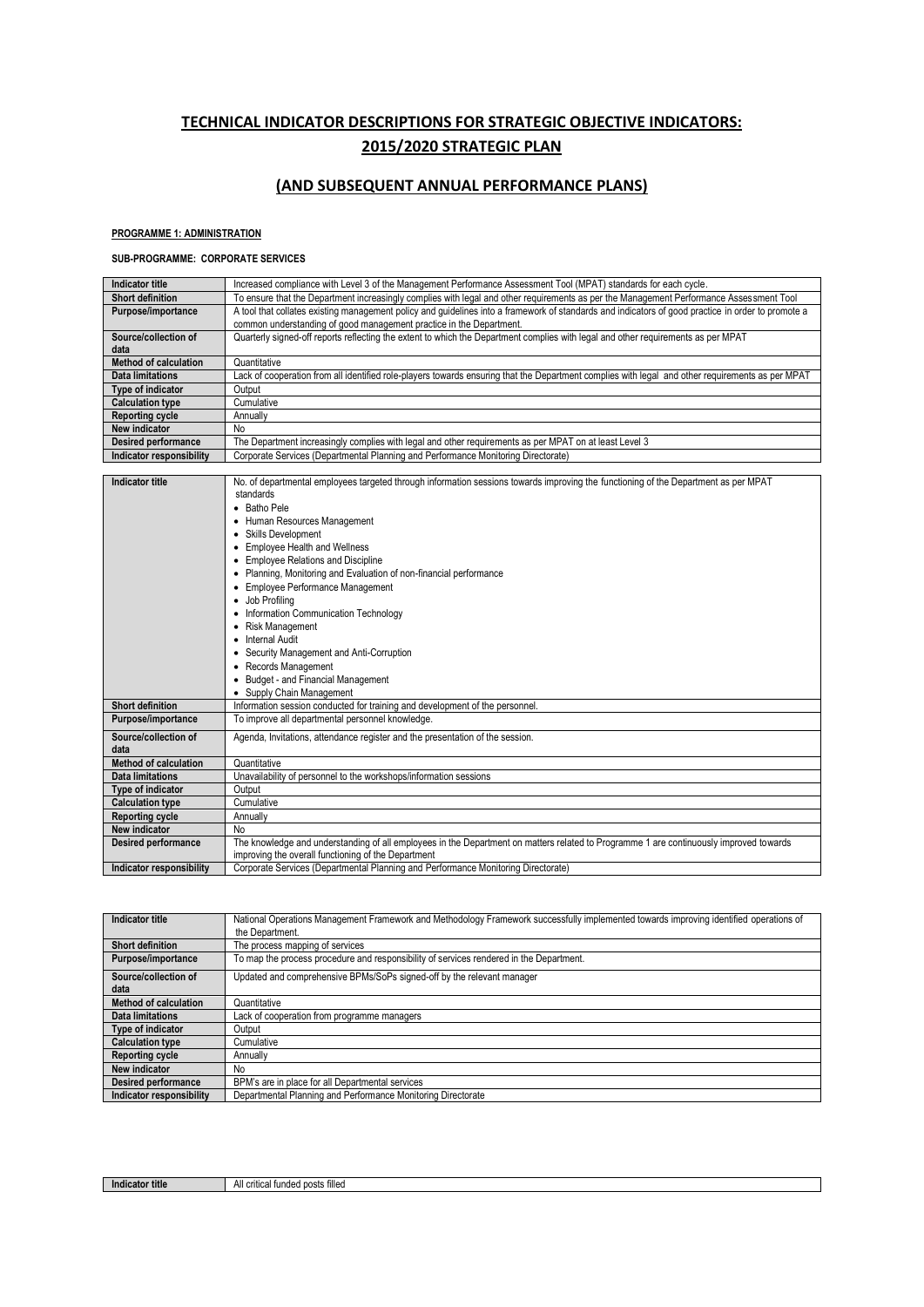# TECHNICAL INDICATOR DESCRIPTIONS FOR STRATEGIC OBJECTIVE INDICATORS: 2015/2020 STRATEGIC PLAN

## (AND SUBSEQUENT ANNUAL PERFORMANCE PLANS)

**PROGRAMME 1: ADMINISTRATION**

**SUB-PROGRAMME: CORPORATE SERVICES**

| **Indicator title** | Increased compliance with Level 3 of the Management Performance Assessment Tool (MPAT) standards for each cycle. |
|---|---|
| **Short definition** | To ensure that the Department increasingly complies with legal and other requirements as per the Management Performance Assessment Tool |
| **Purpose/importance** | A tool that collates existing management policy and guidelines into a framework of standards and indicators of good practice in order to promote a common understanding of good management practice in the Department. |
| **Source/collection of data** | Quarterly signed-off reports reflecting the extent to which the Department complies with legal and other requirements as per MPAT |
| **Method of calculation** | Quantitative |
| **Data limitations** | Lack of cooperation from all identified role-players towards ensuring that the Department complies with legal and other requirements as per MPAT |
| **Type of indicator** | Output |
| **Calculation type** | Cumulative |
| **Reporting cycle** | Annually |
| **New indicator** | No |
| **Desired performance** | The Department increasingly complies with legal and other requirements as per MPAT on at least Level 3 |
| **Indicator responsibility** | Corporate Services (Departmental Planning and Performance Monitoring Directorate) |

| **Indicator title** | No. of departmental employees targeted through information sessions towards improving the functioning of the Department as per MPAT standards<br>• Batho Pele<br>• Human Resources Management<br>• Skills Development<br>• Employee Health and Wellness<br>• Employee Relations and Discipline<br>• Planning, Monitoring and Evaluation of non-financial performance<br>• Employee Performance Management<br>• Job Profiling<br>• Information Communication Technology<br>• Risk Management<br>• Internal Audit<br>• Security Management and Anti-Corruption<br>• Records Management<br>• Budget - and Financial Management<br>• Supply Chain Management |
|---|---|
| **Short definition** | Information session conducted for training and development of the personnel. |
| **Purpose/importance** | To improve all departmental personnel knowledge. |
| **Source/collection of data** | Agenda, Invitations, attendance register and the presentation of the session. |
| **Method of calculation** | Quantitative |
| **Data limitations** | Unavailability of personnel to the workshops/information sessions |
| **Type of indicator** | Output |
| **Calculation type** | Cumulative |
| **Reporting cycle** | Annually |
| **New indicator** | No |
| **Desired performance** | The knowledge and understanding of all employees in the Department on matters related to Programme 1 are continuously improved towards improving the overall functioning of the Department |
| **Indicator responsibility** | Corporate Services (Departmental Planning and Performance Monitoring Directorate) |

| **Indicator title** | National Operations Management Framework and Methodology Framework successfully implemented towards improving identified operations of the Department. |
|---|---|
| **Short definition** | The process mapping of services |
| **Purpose/importance** | To map the process procedure and responsibility of services rendered in the Department. |
| **Source/collection of data** | Updated and comprehensive BPMs/SoPs signed-off by the relevant manager |
| **Method of calculation** | Quantitative |
| **Data limitations** | Lack of cooperation from programme managers |
| **Type of indicator** | Output |
| **Calculation type** | Cumulative |
| **Reporting cycle** | Annually |
| **New indicator** | No |
| **Desired performance** | BPM's are in place for all Departmental services |
| **Indicator responsibility** | Departmental Planning and Performance Monitoring Directorate |

| **Indicator title** | All critical funded posts filled |
|---|---|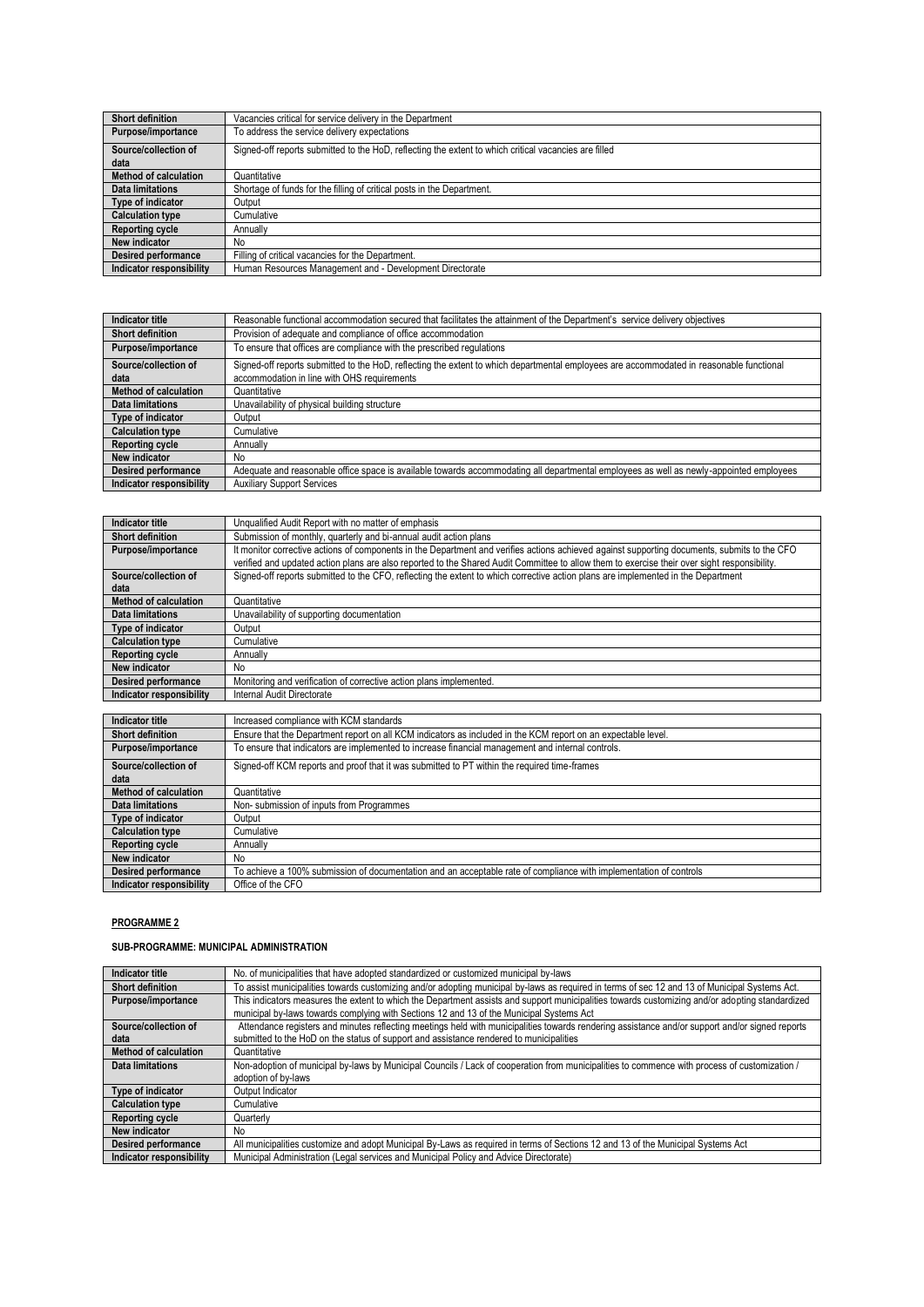| Short definition | Vacancies critical for service delivery in the Department |
|---|---|
| Purpose/importance | To address the service delivery expectations |
| Source/collection of data | Signed-off reports submitted to the HoD, reflecting the extent to which critical vacancies are filled |
| Method of calculation | Quantitative |
| Data limitations | Shortage of funds for the filling of critical posts in the Department. |
| Type of indicator | Output |
| Calculation type | Cumulative |
| Reporting cycle | Annually |
| New indicator | No |
| Desired performance | Filling of critical vacancies for the Department. |
| Indicator responsibility | Human Resources Management and - Development Directorate |

| Indicator title | Reasonable functional accommodation secured that facilitates the attainment of the Department's service delivery objectives |
|---|---|
| Short definition | Provision of adequate and compliance of office accommodation |
| Purpose/importance | To ensure that offices are compliance with the prescribed regulations |
| Source/collection of data | Signed-off reports submitted to the HoD, reflecting the extent to which departmental employees are accommodated in reasonable functional accommodation in line with OHS requirements |
| Method of calculation | Quantitative |
| Data limitations | Unavailability of physical building structure |
| Type of indicator | Output |
| Calculation type | Cumulative |
| Reporting cycle | Annually |
| New indicator | No |
| Desired performance | Adequate and reasonable office space is available towards accommodating all departmental employees as well as newly-appointed employees |
| Indicator responsibility | Auxiliary Support Services |

| Indicator title | Unqualified Audit Report with no matter of emphasis |
|---|---|
| Short definition | Submission of monthly, quarterly and bi-annual audit action plans |
| Purpose/importance | It monitor corrective actions of components in the Department and verifies actions achieved against supporting documents, submits to the CFO verified and updated action plans are also reported to the Shared Audit Committee to allow them to exercise their over sight responsibility. |
| Source/collection of data | Signed-off reports submitted to the CFO, reflecting the extent to which corrective action plans are implemented in the Department |
| Method of calculation | Quantitative |
| Data limitations | Unavailability of supporting documentation |
| Type of indicator | Output |
| Calculation type | Cumulative |
| Reporting cycle | Annually |
| New indicator | No |
| Desired performance | Monitoring and verification of corrective action plans implemented. |
| Indicator responsibility | Internal Audit Directorate |

| Indicator title | Increased compliance with KCM standards |
|---|---|
| Short definition | Ensure that the Department report on all KCM indicators as included in the KCM report on an expectable level. |
| Purpose/importance | To ensure that indicators are implemented to increase financial management and internal controls. |
| Source/collection of data | Signed-off KCM reports and proof that it was submitted to PT within the required time-frames |
| Method of calculation | Quantitative |
| Data limitations | Non- submission of inputs from Programmes |
| Type of indicator | Output |
| Calculation type | Cumulative |
| Reporting cycle | Annually |
| New indicator | No |
| Desired performance | To achieve a 100% submission of documentation and an acceptable rate of compliance with implementation of controls |
| Indicator responsibility | Office of the CFO |

**PROGRAMME 2**

**SUB-PROGRAMME: MUNICIPAL ADMINISTRATION**

| Indicator title | No. of municipalities that have adopted standardized or customized municipal by-laws |
|---|---|
| Short definition | To assist municipalities towards customizing and/or adopting municipal by-laws as required in terms of sec 12 and 13 of Municipal Systems Act. |
| Purpose/importance | This indicators measures the extent to which the Department assists and support municipalities towards customizing and/or adopting standardized municipal by-laws towards complying with Sections 12 and 13 of the Municipal Systems Act |
| Source/collection of data | Attendance registers and minutes reflecting meetings held with municipalities towards rendering assistance and/or support and/or signed reports submitted to the HoD on the status of support and assistance rendered to municipalities |
| Method of calculation | Quantitative |
| Data limitations | Non-adoption of municipal by-laws by Municipal Councils / Lack of cooperation from municipalities to commence with process of customization / adoption of by-laws |
| Type of indicator | Output Indicator |
| Calculation type | Cumulative |
| Reporting cycle | Quarterly |
| New indicator | No |
| Desired performance | All municipalities customize and adopt Municipal By-Laws as required in terms of Sections 12 and 13 of the Municipal Systems Act |
| Indicator responsibility | Municipal Administration (Legal services and Municipal Policy and Advice Directorate) |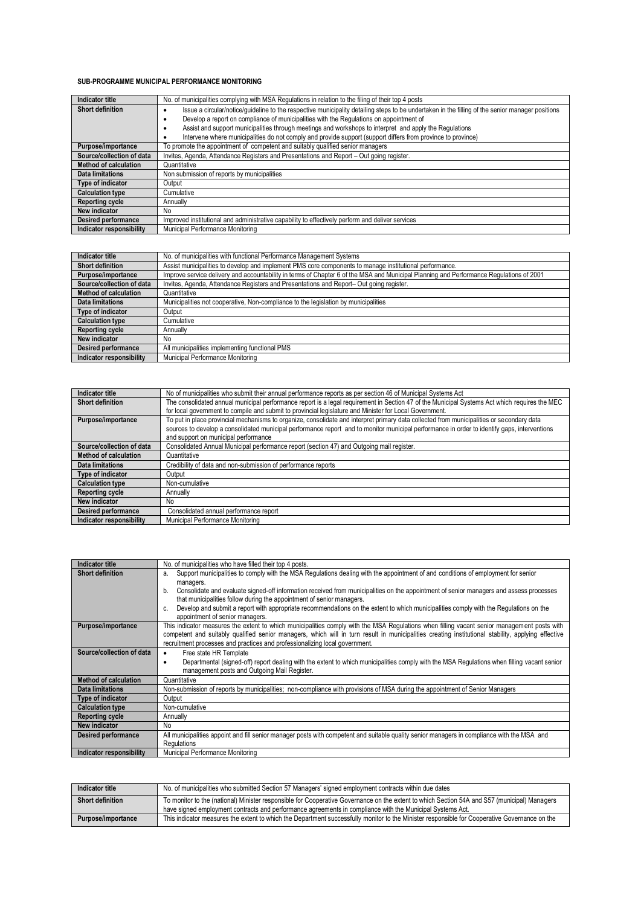**SUB-PROGRAMME MUNICIPAL PERFORMANCE MONITORING**

| Indicator title | No. of municipalities complying with MSA Regulations in relation to the filing of their top 4 posts |
|---|---|
| Short definition | • Issue a circular/notice/guideline to the respective municipality detailing steps to be undertaken in the filling of the senior manager positions<br>• Develop a report on compliance of municipalities with the Regulations on appointment of<br>• Assist and support municipalities through meetings and workshops to interpret and apply the Regulations<br>• Intervene where municipalities do not comply and provide support (support differs from province to province) |
| Purpose/importance | To promote the appointment of competent and suitably qualified senior managers |
| Source/collection of data | Invites, Agenda, Attendance Registers and Presentations and Report – Out going register. |
| Method of calculation | Quantitative |
| Data limitations | Non submission of reports by municipalities |
| Type of indicator | Output |
| Calculation type | Cumulative |
| Reporting cycle | Annually |
| New indicator | No |
| Desired performance | Improved institutional and administrative capability to effectively perform and deliver services |
| Indicator responsibility | Municipal Performance Monitoring |

| Indicator title | No. of municipalities with functional Performance Management Systems |
|---|---|
| Short definition | Assist municipalities to develop and implement PMS core components to manage institutional performance. |
| Purpose/importance | Improve service delivery and accountability in terms of Chapter 6 of the MSA and Municipal Planning and Performance Regulations of 2001 |
| Source/collection of data | Invites, Agenda, Attendance Registers and Presentations and Report– Out going register. |
| Method of calculation | Quantitative |
| Data limitations | Municipalities not cooperative, Non-compliance to the legislation by municipalities |
| Type of indicator | Output |
| Calculation type | Cumulative |
| Reporting cycle | Annually |
| New indicator | No |
| Desired performance | All municipalities implementing functional PMS |
| Indicator responsibility | Municipal Performance Monitoring |

| Indicator title | No of municipalities who submit their annual performance reports as per section 46 of Municipal Systems Act |
|---|---|
| Short definition | The consolidated annual municipal performance report is a legal requirement in Section 47 of the Municipal Systems Act which requires the MEC for local government to compile and submit to provincial legislature and Minister for Local Government. |
| Purpose/importance | To put in place provincial mechanisms to organize, consolidate and interpret primary data collected from municipalities or secondary data sources to develop a consolidated municipal performance report and to monitor municipal performance in order to identify gaps, interventions and support on municipal performance |
| Source/collection of data | Consolidated Annual Municipal performance report (section 47) and Outgoing mail register. |
| Method of calculation | Quantitative |
| Data limitations | Credibility of data and non-submission of performance reports |
| Type of indicator | Output |
| Calculation type | Non-cumulative |
| Reporting cycle | Annually |
| New indicator | No |
| Desired performance | Consolidated annual performance report |
| Indicator responsibility | Municipal Performance Monitoring |

| Indicator title | No. of municipalities who have filled their top 4 posts. |
|---|---|
| Short definition | a. Support municipalities to comply with the MSA Regulations dealing with the appointment of and conditions of employment for senior managers.<br>b. Consolidate and evaluate signed-off information received from municipalities on the appointment of senior managers and assess processes that municipalities follow during the appointment of senior managers.<br>c. Develop and submit a report with appropriate recommendations on the extent to which municipalities comply with the Regulations on the appointment of senior managers. |
| Purpose/importance | This indicator measures the extent to which municipalities comply with the MSA Regulations when filling vacant senior management posts with competent and suitably qualified senior managers, which will in turn result in municipalities creating institutional stability, applying effective recruitment processes and practices and professionalizing local government. |
| Source/collection of data | • Free state HR Template<br>• Departmental (signed-off) report dealing with the extent to which municipalities comply with the MSA Regulations when filling vacant senior management posts and Outgoing Mail Register. |
| Method of calculation | Quantitative |
| Data limitations | Non-submission of reports by municipalities; non-compliance with provisions of MSA during the appointment of Senior Managers |
| Type of indicator | Output |
| Calculation type | Non-cumulative |
| Reporting cycle | Annually |
| New indicator | No |
| Desired performance | All municipalities appoint and fill senior manager posts with competent and suitable quality senior managers in compliance with the MSA and Regulations |
| Indicator responsibility | Municipal Performance Monitoring |

| Indicator title | No. of municipalities who submitted Section 57 Managers' signed employment contracts within due dates |
|---|---|
| Short definition | To monitor to the (national) Minister responsible for Cooperative Governance on the extent to which Section 54A and S57 (municipal) Managers have signed employment contracts and performance agreements in compliance with the Municipal Systems Act. |
| Purpose/importance | This indicator measures the extent to which the Department successfully monitor to the Minister responsible for Cooperative Governance on the |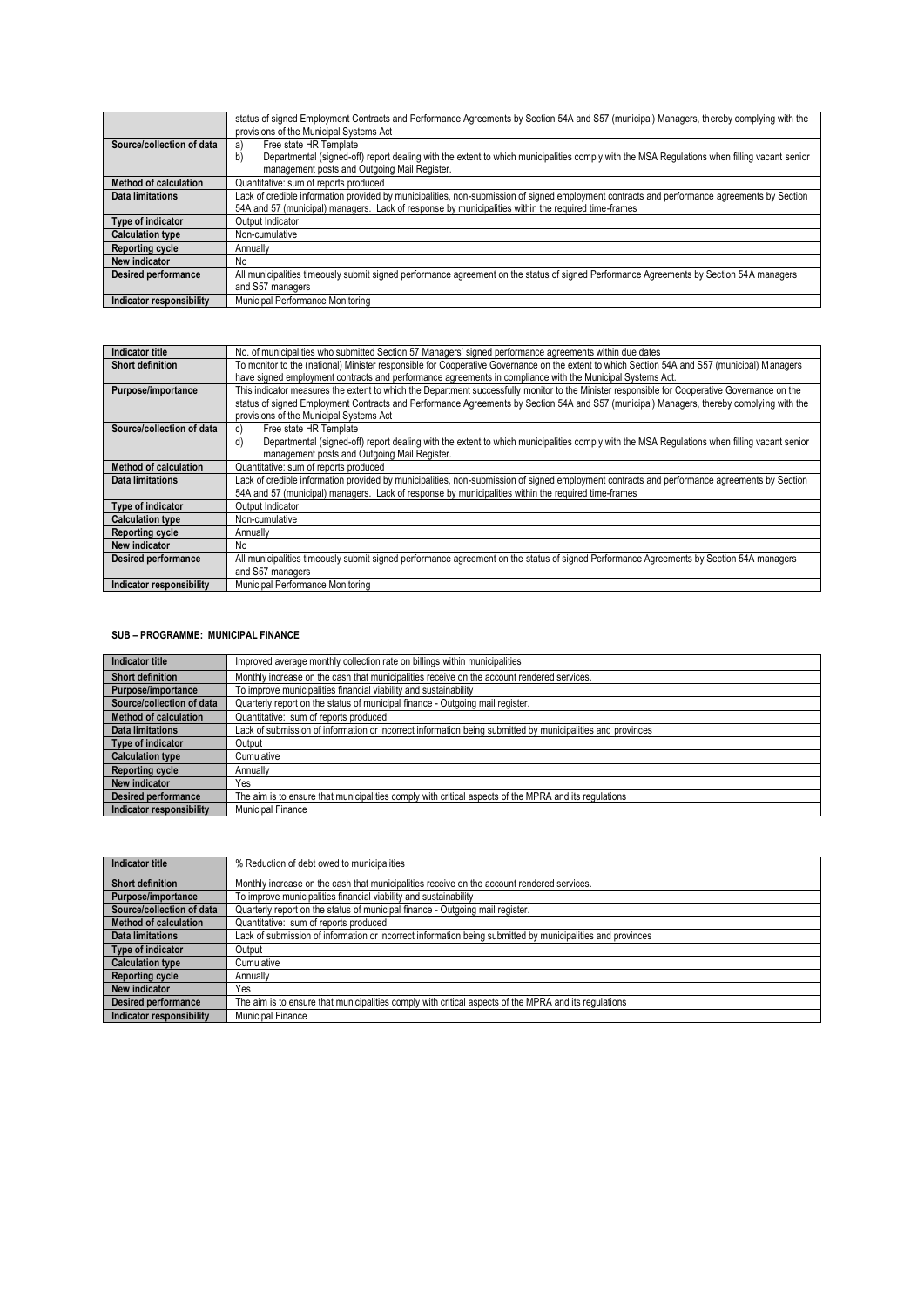| | |
|---|---|
| | status of signed Employment Contracts and Performance Agreements by Section 54A and S57 (municipal) Managers, thereby complying with the provisions of the Municipal Systems Act |
| **Source/collection of data** | a) Free state HR Template<br>b) Departmental (signed-off) report dealing with the extent to which municipalities comply with the MSA Regulations when filling vacant senior management posts and Outgoing Mail Register. |
| **Method of calculation** | Quantitative: sum of reports produced |
| **Data limitations** | Lack of credible information provided by municipalities, non-submission of signed employment contracts and performance agreements by Section 54A and 57 (municipal) managers. Lack of response by municipalities within the required time-frames |
| **Type of indicator** | Output Indicator |
| **Calculation type** | Non-cumulative |
| **Reporting cycle** | Annually |
| **New indicator** | No |
| **Desired performance** | All municipalities timeously submit signed performance agreement on the status of signed Performance Agreements by Section 54A managers and S57 managers |
| **Indicator responsibility** | Municipal Performance Monitoring |

| **Indicator title** | No. of municipalities who submitted Section 57 Managers' signed performance agreements within due dates |
|---|---|
| **Short definition** | To monitor to the (national) Minister responsible for Cooperative Governance on the extent to which Section 54A and S57 (municipal) Managers have signed employment contracts and performance agreements in compliance with the Municipal Systems Act. |
| **Purpose/importance** | This indicator measures the extent to which the Department successfully monitor to the Minister responsible for Cooperative Governance on the status of signed Employment Contracts and Performance Agreements by Section 54A and S57 (municipal) Managers, thereby complying with the provisions of the Municipal Systems Act |
| **Source/collection of data** | c) Free state HR Template<br>d) Departmental (signed-off) report dealing with the extent to which municipalities comply with the MSA Regulations when filling vacant senior management posts and Outgoing Mail Register. |
| **Method of calculation** | Quantitative: sum of reports produced |
| **Data limitations** | Lack of credible information provided by municipalities, non-submission of signed employment contracts and performance agreements by Section 54A and 57 (municipal) managers. Lack of response by municipalities within the required time-frames |
| **Type of indicator** | Output Indicator |
| **Calculation type** | Non-cumulative |
| **Reporting cycle** | Annually |
| **New indicator** | No |
| **Desired performance** | All municipalities timeously submit signed performance agreement on the status of signed Performance Agreements by Section 54A managers and S57 managers |
| **Indicator responsibility** | Municipal Performance Monitoring |

## SUB – PROGRAMME: MUNICIPAL FINANCE

| **Indicator title** | Improved average monthly collection rate on billings within municipalities |
|---|---|
| **Short definition** | Monthly increase on the cash that municipalities receive on the account rendered services. |
| **Purpose/importance** | To improve municipalities financial viability and sustainability |
| **Source/collection of data** | Quarterly report on the status of municipal finance - Outgoing mail register. |
| **Method of calculation** | Quantitative: sum of reports produced |
| **Data limitations** | Lack of submission of information or incorrect information being submitted by municipalities and provinces |
| **Type of indicator** | Output |
| **Calculation type** | Cumulative |
| **Reporting cycle** | Annually |
| **New indicator** | Yes |
| **Desired performance** | The aim is to ensure that municipalities comply with critical aspects of the MPRA and its regulations |
| **Indicator responsibility** | Municipal Finance |

| **Indicator title** | % Reduction of debt owed to municipalities |
|---|---|
| **Short definition** | Monthly increase on the cash that municipalities receive on the account rendered services. |
| **Purpose/importance** | To improve municipalities financial viability and sustainability |
| **Source/collection of data** | Quarterly report on the status of municipal finance - Outgoing mail register. |
| **Method of calculation** | Quantitative: sum of reports produced |
| **Data limitations** | Lack of submission of information or incorrect information being submitted by municipalities and provinces |
| **Type of indicator** | Output |
| **Calculation type** | Cumulative |
| **Reporting cycle** | Annually |
| **New indicator** | Yes |
| **Desired performance** | The aim is to ensure that municipalities comply with critical aspects of the MPRA and its regulations |
| **Indicator responsibility** | Municipal Finance |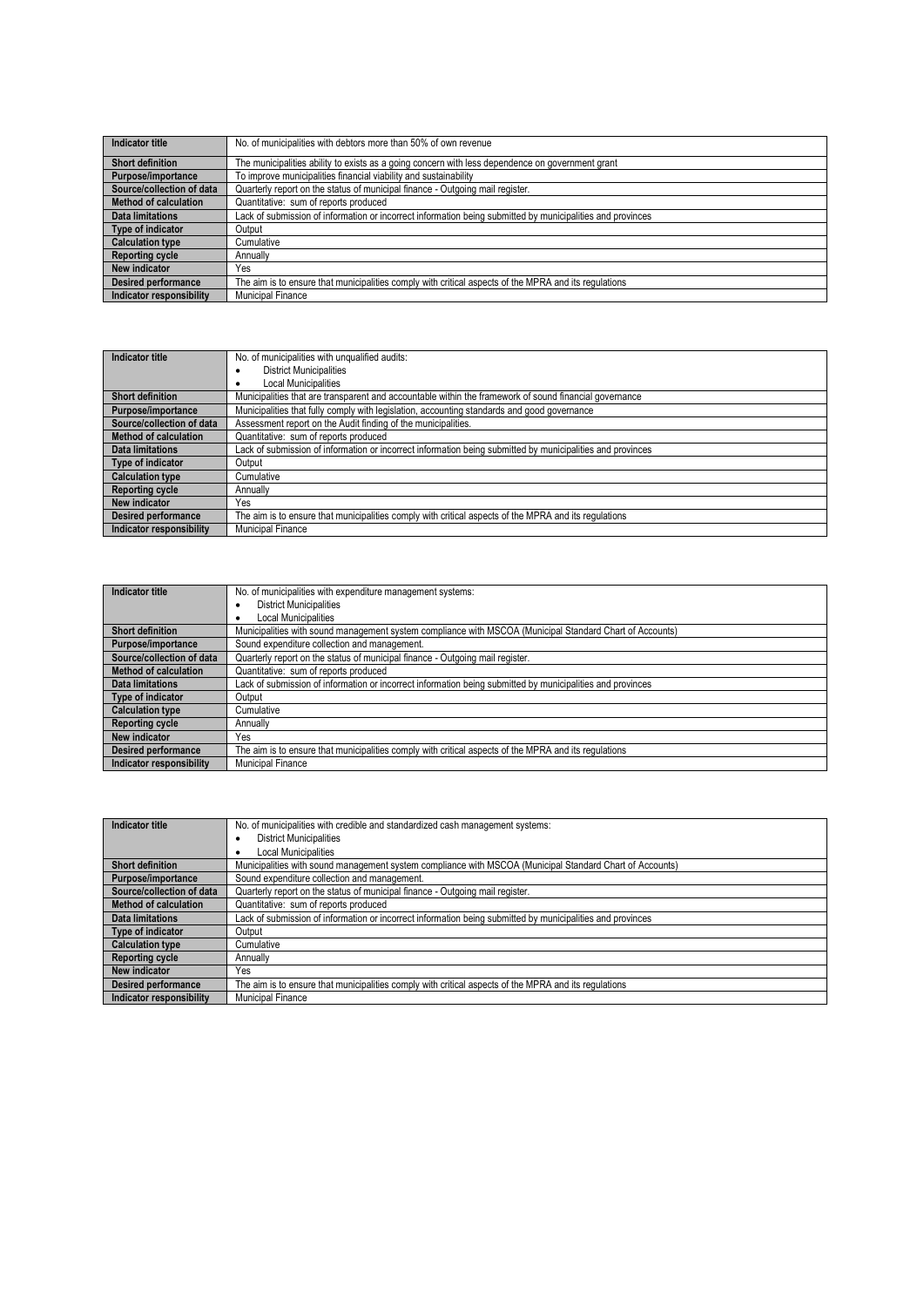| Indicator title | No. of municipalities with debtors more than 50% of own revenue |
|---|---|
| Short definition | The municipalities ability to exists as a going concern with less dependence on government grant |
| Purpose/importance | To improve municipalities financial viability and sustainability |
| Source/collection of data | Quarterly report on the status of municipal finance - Outgoing mail register. |
| Method of calculation | Quantitative: sum of reports produced |
| Data limitations | Lack of submission of information or incorrect information being submitted by municipalities and provinces |
| Type of indicator | Output |
| Calculation type | Cumulative |
| Reporting cycle | Annually |
| New indicator | Yes |
| Desired performance | The aim is to ensure that municipalities comply with critical aspects of the MPRA and its regulations |
| Indicator responsibility | Municipal Finance |

| Indicator title | No. of municipalities with unqualified audits:<br>• District Municipalities<br>• Local Municipalities |
|---|---|
| Short definition | Municipalities that are transparent and accountable within the framework of sound financial governance |
| Purpose/importance | Municipalities that fully comply with legislation, accounting standards and good governance |
| Source/collection of data | Assessment report on the Audit finding of the municipalities. |
| Method of calculation | Quantitative: sum of reports produced |
| Data limitations | Lack of submission of information or incorrect information being submitted by municipalities and provinces |
| Type of indicator | Output |
| Calculation type | Cumulative |
| Reporting cycle | Annually |
| New indicator | Yes |
| Desired performance | The aim is to ensure that municipalities comply with critical aspects of the MPRA and its regulations |
| Indicator responsibility | Municipal Finance |

| Indicator title | No. of municipalities with expenditure management systems:<br>• District Municipalities<br>• Local Municipalities |
|---|---|
| Short definition | Municipalities with sound management system compliance with MSCOA (Municipal Standard Chart of Accounts) |
| Purpose/importance | Sound expenditure collection and management. |
| Source/collection of data | Quarterly report on the status of municipal finance - Outgoing mail register. |
| Method of calculation | Quantitative: sum of reports produced |
| Data limitations | Lack of submission of information or incorrect information being submitted by municipalities and provinces |
| Type of indicator | Output |
| Calculation type | Cumulative |
| Reporting cycle | Annually |
| New indicator | Yes |
| Desired performance | The aim is to ensure that municipalities comply with critical aspects of the MPRA and its regulations |
| Indicator responsibility | Municipal Finance |

| Indicator title | No. of municipalities with credible and standardized cash management systems:<br>• District Municipalities<br>• Local Municipalities |
|---|---|
| Short definition | Municipalities with sound management system compliance with MSCOA (Municipal Standard Chart of Accounts) |
| Purpose/importance | Sound expenditure collection and management. |
| Source/collection of data | Quarterly report on the status of municipal finance - Outgoing mail register. |
| Method of calculation | Quantitative: sum of reports produced |
| Data limitations | Lack of submission of information or incorrect information being submitted by municipalities and provinces |
| Type of indicator | Output |
| Calculation type | Cumulative |
| Reporting cycle | Annually |
| New indicator | Yes |
| Desired performance | The aim is to ensure that municipalities comply with critical aspects of the MPRA and its regulations |
| Indicator responsibility | Municipal Finance |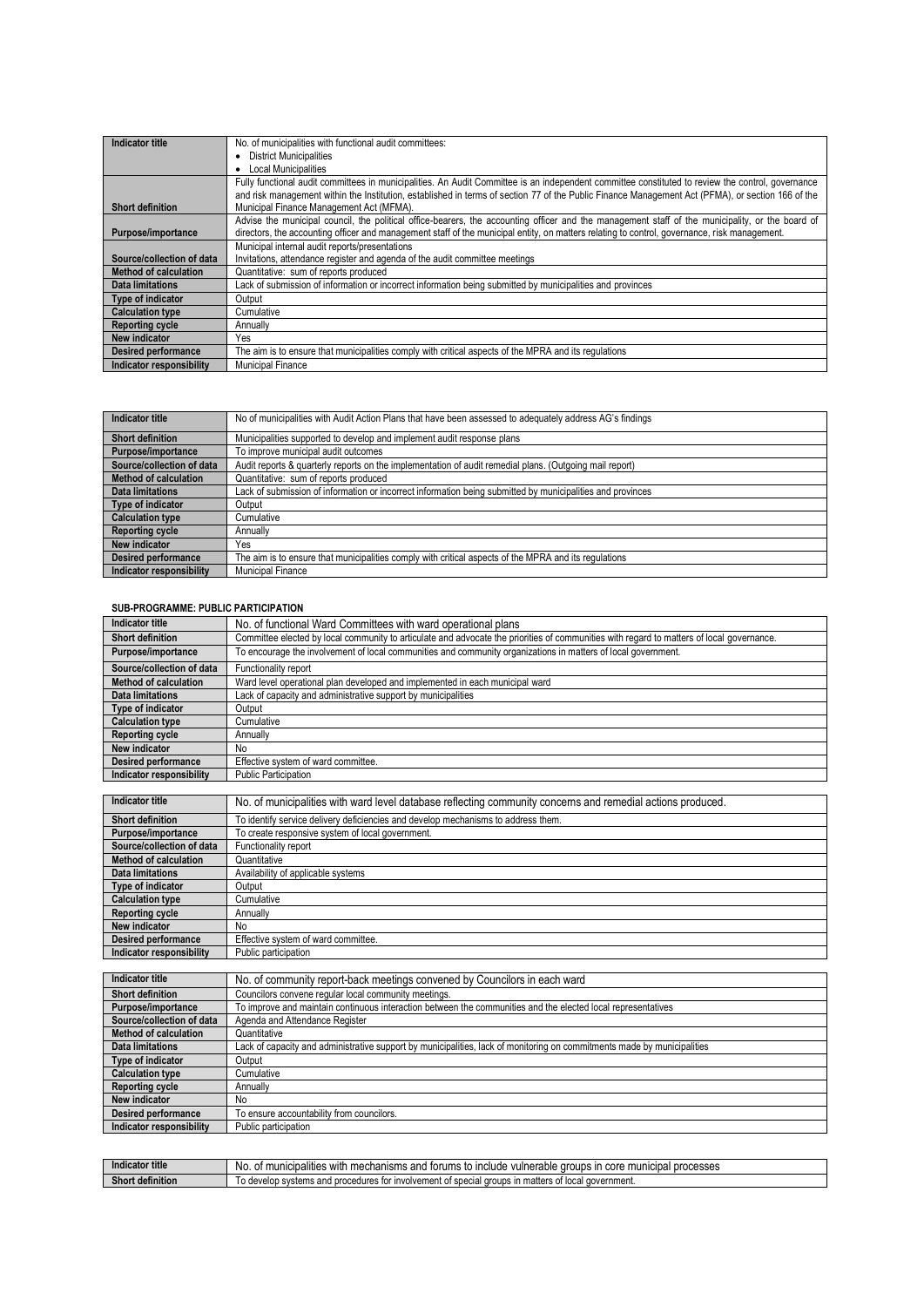| Indicator title | No. of municipalities with functional audit committees:<br>• District Municipalities<br>• Local Municipalities |
|---|---|
| Short definition | Fully functional audit committees in municipalities. An Audit Committee is an independent committee constituted to review the control, governance and risk management within the Institution, established in terms of section 77 of the Public Finance Management Act (PFMA), or section 166 of the Municipal Finance Management Act (MFMA). |
| Purpose/importance | Advise the municipal council, the political office-bearers, the accounting officer and the management staff of the municipality, or the board of directors, the accounting officer and management staff of the municipal entity, on matters relating to control, governance, risk management. |
| Source/collection of data | Municipal internal audit reports/presentations<br>Invitations, attendance register and agenda of the audit committee meetings |
| Method of calculation | Quantitative: sum of reports produced |
| Data limitations | Lack of submission of information or incorrect information being submitted by municipalities and provinces |
| Type of indicator | Output |
| Calculation type | Cumulative |
| Reporting cycle | Annually |
| New indicator | Yes |
| Desired performance | The aim is to ensure that municipalities comply with critical aspects of the MPRA and its regulations |
| Indicator responsibility | Municipal Finance |

| Indicator title | No of municipalities with Audit Action Plans that have been assessed to adequately address AG's findings |
|---|---|
| Short definition | Municipalities supported to develop and implement audit response plans |
| Purpose/importance | To improve municipal audit outcomes |
| Source/collection of data | Audit reports & quarterly reports on the implementation of audit remedial plans. (Outgoing mail report) |
| Method of calculation | Quantitative: sum of reports produced |
| Data limitations | Lack of submission of information or incorrect information being submitted by municipalities and provinces |
| Type of indicator | Output |
| Calculation type | Cumulative |
| Reporting cycle | Annually |
| New indicator | Yes |
| Desired performance | The aim is to ensure that municipalities comply with critical aspects of the MPRA and its regulations |
| Indicator responsibility | Municipal Finance |

**SUB-PROGRAMME: PUBLIC PARTICIPATION**

| Indicator title | No. of functional Ward Committees with ward operational plans |
|---|---|
| Short definition | Committee elected by local community to articulate and advocate the priorities of communities with regard to matters of local governance. |
| Purpose/importance | To encourage the involvement of local communities and community organizations in matters of local government. |
| Source/collection of data | Functionality report |
| Method of calculation | Ward level operational plan developed and implemented in each municipal ward |
| Data limitations | Lack of capacity and administrative support by municipalities |
| Type of indicator | Output |
| Calculation type | Cumulative |
| Reporting cycle | Annually |
| New indicator | No |
| Desired performance | Effective system of ward committee. |
| Indicator responsibility | Public Participation |

| Indicator title | No. of municipalities with ward level database reflecting community concerns and remedial actions produced. |
|---|---|
| Short definition | To identify service delivery deficiencies and develop mechanisms to address them. |
| Purpose/importance | To create responsive system of local government. |
| Source/collection of data | Functionality report |
| Method of calculation | Quantitative |
| Data limitations | Availability of applicable systems |
| Type of indicator | Output |
| Calculation type | Cumulative |
| Reporting cycle | Annually |
| New indicator | No |
| Desired performance | Effective system of ward committee. |
| Indicator responsibility | Public participation |

| Indicator title | No. of community report-back meetings convened by Councilors in each ward |
|---|---|
| Short definition | Councilors convene regular local community meetings. |
| Purpose/importance | To improve and maintain continuous interaction between the communities and the elected local representatives |
| Source/collection of data | Agenda and Attendance Register |
| Method of calculation | Quantitative |
| Data limitations | Lack of capacity and administrative support by municipalities, lack of monitoring on commitments made by municipalities |
| Type of indicator | Output |
| Calculation type | Cumulative |
| Reporting cycle | Annually |
| New indicator | No |
| Desired performance | To ensure accountability from councilors. |
| Indicator responsibility | Public participation |

| Indicator title | No. of municipalities with mechanisms and forums to include vulnerable groups in core municipal processes |
|---|---|
| Short definition | To develop systems and procedures for involvement of special groups in matters of local government. |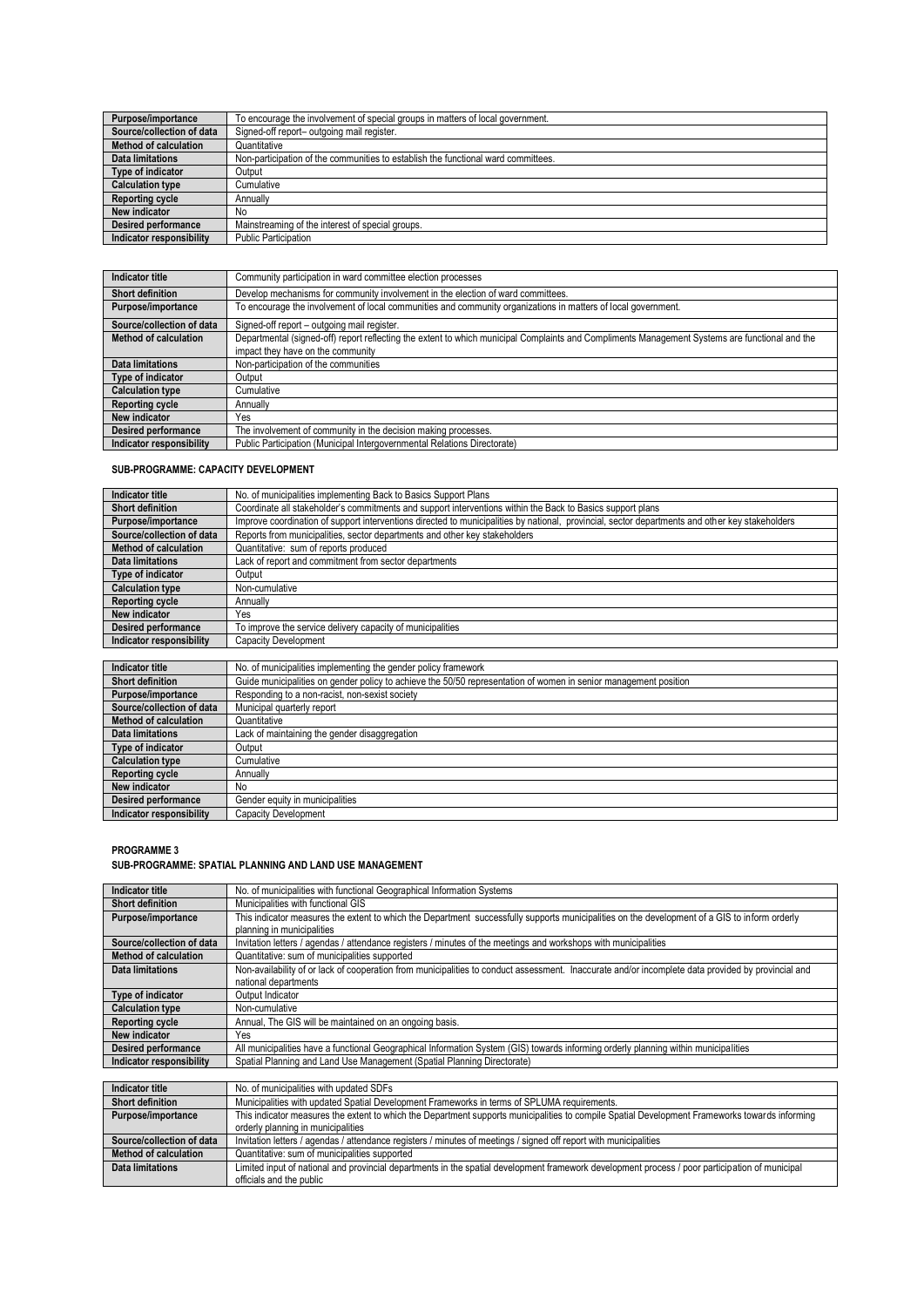| Purpose/importance | To encourage the involvement of special groups in matters of local government. |
|---|---|
| Source/collection of data | Signed-off report– outgoing mail register. |
| Method of calculation | Quantitative |
| Data limitations | Non-participation of the communities to establish the functional ward committees. |
| Type of indicator | Output |
| Calculation type | Cumulative |
| Reporting cycle | Annually |
| New indicator | No |
| Desired performance | Mainstreaming of the interest of special groups. |
| Indicator responsibility | Public Participation |

| Indicator title | Community participation in ward committee election processes |
|---|---|
| Short definition | Develop mechanisms for community involvement in the election of ward committees. |
| Purpose/importance | To encourage the involvement of local communities and community organizations in matters of local government. |
| Source/collection of data | Signed-off report – outgoing mail register. |
| Method of calculation | Departmental (signed-off) report reflecting the extent to which municipal Complaints and Compliments Management Systems are functional and the impact they have on the community |
| Data limitations | Non-participation of the communities |
| Type of indicator | Output |
| Calculation type | Cumulative |
| Reporting cycle | Annually |
| New indicator | Yes |
| Desired performance | The involvement of community in the decision making processes. |
| Indicator responsibility | Public Participation (Municipal Intergovernmental Relations Directorate) |

**SUB-PROGRAMME: CAPACITY DEVELOPMENT**

| Indicator title | No. of municipalities implementing Back to Basics Support Plans |
|---|---|
| Short definition | Coordinate all stakeholder's commitments and support interventions within the Back to Basics support plans |
| Purpose/importance | Improve coordination of support interventions directed to municipalities by national, provincial, sector departments and other key stakeholders |
| Source/collection of data | Reports from municipalities, sector departments and other key stakeholders |
| Method of calculation | Quantitative: sum of reports produced |
| Data limitations | Lack of report and commitment from sector departments |
| Type of indicator | Output |
| Calculation type | Non-cumulative |
| Reporting cycle | Annually |
| New indicator | Yes |
| Desired performance | To improve the service delivery capacity of municipalities |
| Indicator responsibility | Capacity Development |

| Indicator title | No. of municipalities implementing the gender policy framework |
|---|---|
| Short definition | Guide municipalities on gender policy to achieve the 50/50 representation of women in senior management position |
| Purpose/importance | Responding to a non-racist, non-sexist society |
| Source/collection of data | Municipal quarterly report |
| Method of calculation | Quantitative |
| Data limitations | Lack of maintaining the gender disaggregation |
| Type of indicator | Output |
| Calculation type | Cumulative |
| Reporting cycle | Annually |
| New indicator | No |
| Desired performance | Gender equity in municipalities |
| Indicator responsibility | Capacity Development |

**PROGRAMME 3**

**SUB-PROGRAMME: SPATIAL PLANNING AND LAND USE MANAGEMENT**

| Indicator title | No. of municipalities with functional Geographical Information Systems |
|---|---|
| Short definition | Municipalities with functional GIS |
| Purpose/importance | This indicator measures the extent to which the Department successfully supports municipalities on the development of a GIS to inform orderly planning in municipalities |
| Source/collection of data | Invitation letters / agendas / attendance registers / minutes of the meetings and workshops with municipalities |
| Method of calculation | Quantitative: sum of municipalities supported |
| Data limitations | Non-availability of or lack of cooperation from municipalities to conduct assessment. Inaccurate and/or incomplete data provided by provincial and national departments |
| Type of indicator | Output Indicator |
| Calculation type | Non-cumulative |
| Reporting cycle | Annual, The GIS will be maintained on an ongoing basis. |
| New indicator | Yes |
| Desired performance | All municipalities have a functional Geographical Information System (GIS) towards informing orderly planning within municipalities |
| Indicator responsibility | Spatial Planning and Land Use Management (Spatial Planning Directorate) |

| Indicator title | No. of municipalities with updated SDFs |
|---|---|
| Short definition | Municipalities with updated Spatial Development Frameworks in terms of SPLUMA requirements. |
| Purpose/importance | This indicator measures the extent to which the Department supports municipalities to compile Spatial Development Frameworks towards informing orderly planning in municipalities |
| Source/collection of data | Invitation letters / agendas / attendance registers / minutes of meetings / signed off report with municipalities |
| Method of calculation | Quantitative: sum of municipalities supported |
| Data limitations | Limited input of national and provincial departments in the spatial development framework development process / poor participation of municipal officials and the public |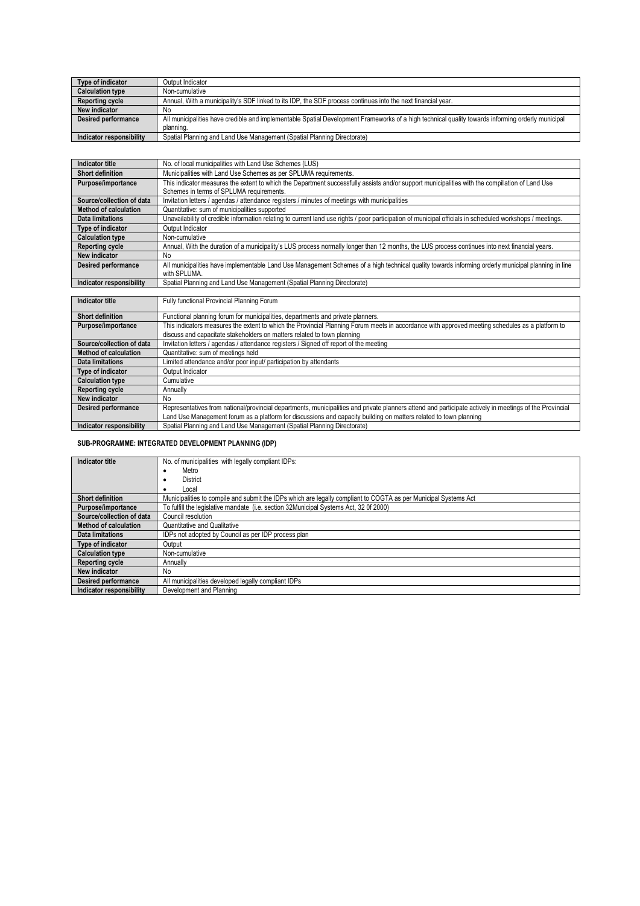| Type of indicator | Output Indicator |
|---|---|
| Calculation type | Non-cumulative |
| Reporting cycle | Annual, With a municipality's SDF linked to its IDP, the SDF process continues into the next financial year. |
| New indicator | No |
| Desired performance | All municipalities have credible and implementable Spatial Development Frameworks of a high technical quality towards informing orderly municipal planning. |
| Indicator responsibility | Spatial Planning and Land Use Management (Spatial Planning Directorate) |

| Indicator title | No. of local municipalities with Land Use Schemes (LUS) |
|---|---|
| Short definition | Municipalities with Land Use Schemes as per SPLUMA requirements. |
| Purpose/importance | This indicator measures the extent to which the Department successfully assists and/or support municipalities with the compilation of Land Use Schemes in terms of SPLUMA requirements. |
| Source/collection of data | Invitation letters / agendas / attendance registers / minutes of meetings with municipalities |
| Method of calculation | Quantitative: sum of municipalities supported |
| Data limitations | Unavailability of credible information relating to current land use rights / poor participation of municipal officials in scheduled workshops / meetings. |
| Type of indicator | Output Indicator |
| Calculation type | Non-cumulative |
| Reporting cycle | Annual, With the duration of a municipality's LUS process normally longer than 12 months, the LUS process continues into next financial years. |
| New indicator | No |
| Desired performance | All municipalities have implementable Land Use Management Schemes of a high technical quality towards informing orderly municipal planning in line with SPLUMA. |
| Indicator responsibility | Spatial Planning and Land Use Management (Spatial Planning Directorate) |

| Indicator title | Fully functional Provincial Planning Forum |
|---|---|
| Short definition | Functional planning forum for municipalities, departments and private planners. |
| Purpose/importance | This indicators measures the extent to which the Provincial Planning Forum meets in accordance with approved meeting schedules as a platform to discuss and capacitate stakeholders on matters related to town planning |
| Source/collection of data | Invitation letters / agendas / attendance registers / Signed off report of the meeting |
| Method of calculation | Quantitative: sum of meetings held |
| Data limitations | Limited attendance and/or poor input/ participation by attendants |
| Type of indicator | Output Indicator |
| Calculation type | Cumulative |
| Reporting cycle | Annually |
| New indicator | No |
| Desired performance | Representatives from national/provincial departments, municipalities and private planners attend and participate actively in meetings of the Provincial Land Use Management forum as a platform for discussions and capacity building on matters related to town planning |
| Indicator responsibility | Spatial Planning and Land Use Management (Spatial Planning Directorate) |

**SUB-PROGRAMME: INTEGRATED DEVELOPMENT PLANNING (IDP)**

| Indicator title | No. of municipalities with legally compliant IDPs: <br>• Metro <br>• District <br>• Local |
|---|---|
| Short definition | Municipalities to compile and submit the IDPs which are legally compliant to COGTA as per Municipal Systems Act |
| Purpose/importance | To fulfill the legislative mandate (i.e. section 32Municipal Systems Act, 32 0f 2000) |
| Source/collection of data | Council resolution |
| Method of calculation | Quantitative and Qualitative |
| Data limitations | IDPs not adopted by Council as per IDP process plan |
| Type of indicator | Output |
| Calculation type | Non-cumulative |
| Reporting cycle | Annually |
| New indicator | No |
| Desired performance | All municipalities developed legally compliant IDPs |
| Indicator responsibility | Development and Planning |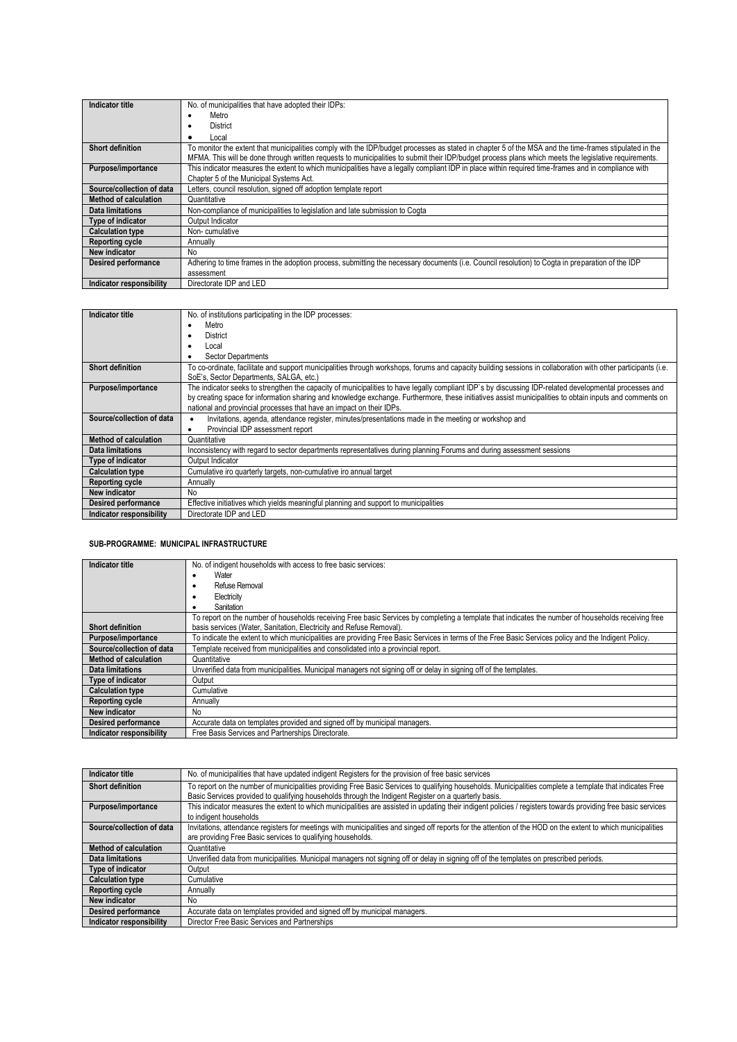| Indicator title | No. of municipalities that have adopted their IDPs:<br>• Metro<br>• District<br>• Local |
|---|---|
| Short definition | To monitor the extent that municipalities comply with the IDP/budget processes as stated in chapter 5 of the MSA and the time-frames stipulated in the MFMA. This will be done through written requests to municipalities to submit their IDP/budget process plans which meets the legislative requirements. |
| Purpose/importance | This indicator measures the extent to which municipalities have a legally compliant IDP in place within required time-frames and in compliance with Chapter 5 of the Municipal Systems Act. |
| Source/collection of data | Letters, council resolution, signed off adoption template report |
| Method of calculation | Quantitative |
| Data limitations | Non-compliance of municipalities to legislation and late submission to Cogta |
| Type of indicator | Output Indicator |
| Calculation type | Non- cumulative |
| Reporting cycle | Annually |
| New indicator | No |
| Desired performance | Adhering to time frames in the adoption process, submitting the necessary documents (i.e. Council resolution) to Cogta in preparation of the IDP assessment |
| Indicator responsibility | Directorate IDP and LED |

| Indicator title | No. of institutions participating in the IDP processes:<br>• Metro<br>• District<br>• Local<br>• Sector Departments |
|---|---|
| Short definition | To co-ordinate, facilitate and support municipalities through workshops, forums and capacity building sessions in collaboration with other participants (i.e. SoE's, Sector Departments, SALGA, etc.) |
| Purpose/importance | The indicator seeks to strengthen the capacity of municipalities to have legally compliant IDP`s by discussing IDP-related developmental processes and by creating space for information sharing and knowledge exchange. Furthermore, these initiatives assist municipalities to obtain inputs and comments on national and provincial processes that have an impact on their IDPs. |
| Source/collection of data | • Invitations, agenda, attendance register, minutes/presentations made in the meeting or workshop and<br>• Provincial IDP assessment report |
| Method of calculation | Quantitative |
| Data limitations | Inconsistency with regard to sector departments representatives during planning Forums and during assessment sessions |
| Type of indicator | Output Indicator |
| Calculation type | Cumulative iro quarterly targets, non-cumulative iro annual target |
| Reporting cycle | Annually |
| New indicator | No |
| Desired performance | Effective initiatives which yields meaningful planning and support to municipalities |
| Indicator responsibility | Directorate IDP and LED |

**SUB-PROGRAMME: MUNICIPAL INFRASTRUCTURE**

| Indicator title | No. of indigent households with access to free basic services:<br>• Water<br>• Refuse Removal<br>• Electricity<br>• Sanitation |
|---|---|
| Short definition | To report on the number of households receiving Free basic Services by completing a template that indicates the number of households receiving free basis services (Water, Sanitation, Electricity and Refuse Removal). |
| Purpose/importance | To indicate the extent to which municipalities are providing Free Basic Services in terms of the Free Basic Services policy and the Indigent Policy. |
| Source/collection of data | Template received from municipalities and consolidated into a provincial report. |
| Method of calculation | Quantitative |
| Data limitations | Unverified data from municipalities. Municipal managers not signing off or delay in signing off of the templates. |
| Type of indicator | Output |
| Calculation type | Cumulative |
| Reporting cycle | Annually |
| New indicator | No |
| Desired performance | Accurate data on templates provided and signed off by municipal managers. |
| Indicator responsibility | Free Basis Services and Partnerships Directorate. |

| Indicator title | No. of municipalities that have updated indigent Registers for the provision of free basic services |
|---|---|
| Short definition | To report on the number of municipalities providing Free Basic Services to qualifying households. Municipalities complete a template that indicates Free Basic Services provided to qualifying households through the Indigent Register on a quarterly basis. |
| Purpose/importance | This indicator measures the extent to which municipalities are assisted in updating their indigent policies / registers towards providing free basic services to indigent households |
| Source/collection of data | Invitations, attendance registers for meetings with municipalities and singed off reports for the attention of the HOD on the extent to which municipalities are providing Free Basic services to qualifying households. |
| Method of calculation | Quantitative |
| Data limitations | Unverified data from municipalities. Municipal managers not signing off or delay in signing off of the templates on prescribed periods. |
| Type of indicator | Output |
| Calculation type | Cumulative |
| Reporting cycle | Annually |
| New indicator | No |
| Desired performance | Accurate data on templates provided and signed off by municipal managers. |
| Indicator responsibility | Director Free Basic Services and Partnerships |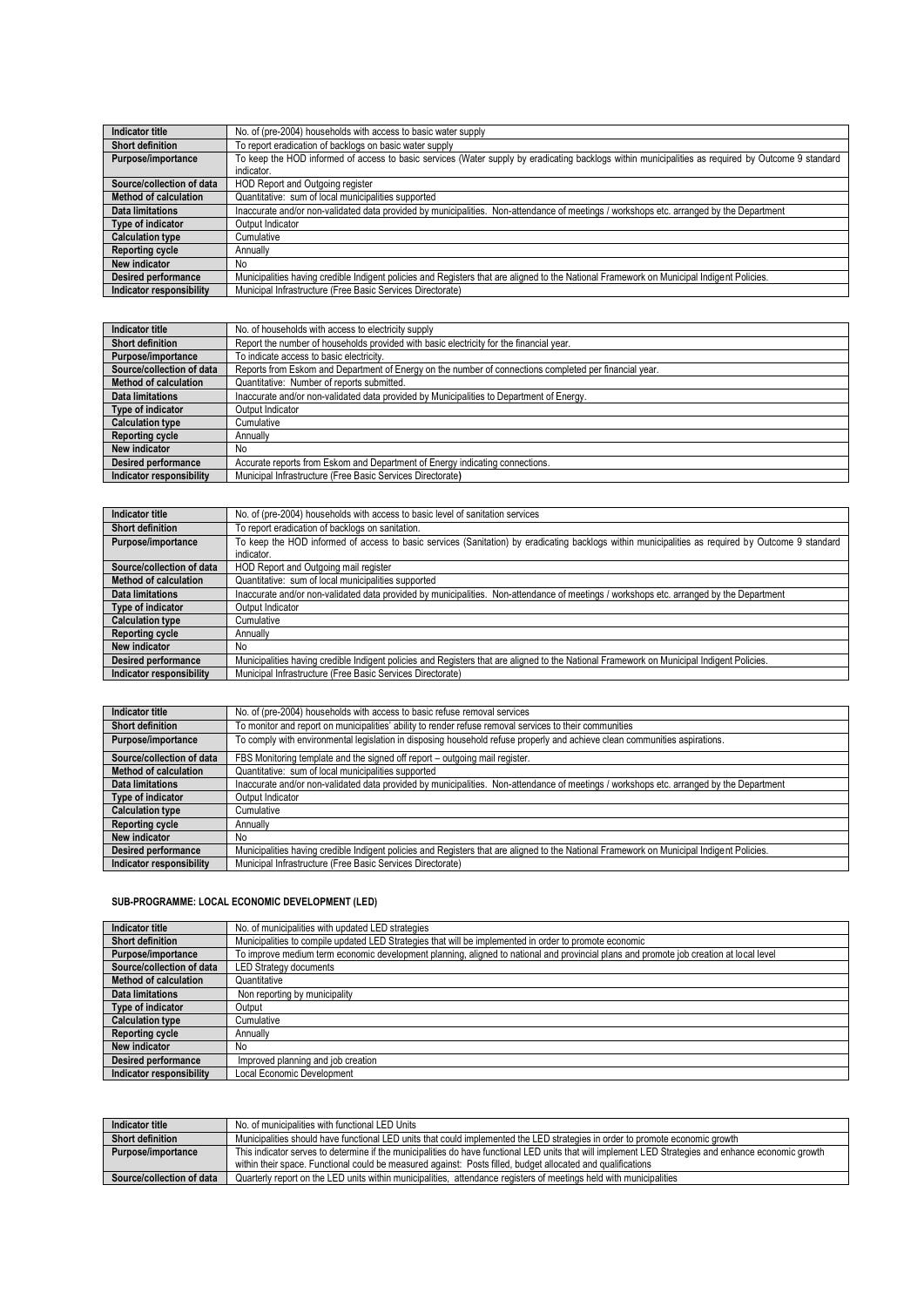| Indicator title | No. of (pre-2004) households with access to basic water supply |
|---|---|
| Short definition | To report eradication of backlogs on basic water supply |
| Purpose/importance | To keep the HOD informed of access to basic services (Water supply by eradicating backlogs within municipalities as required by Outcome 9 standard indicator. |
| Source/collection of data | HOD Report and Outgoing register |
| Method of calculation | Quantitative: sum of local municipalities supported |
| Data limitations | Inaccurate and/or non-validated data provided by municipalities. Non-attendance of meetings / workshops etc. arranged by the Department |
| Type of indicator | Output Indicator |
| Calculation type | Cumulative |
| Reporting cycle | Annually |
| New indicator | No |
| Desired performance | Municipalities having credible Indigent policies and Registers that are aligned to the National Framework on Municipal Indigent Policies. |
| Indicator responsibility | Municipal Infrastructure (Free Basic Services Directorate) |

| Indicator title | No. of households with access to electricity supply |
|---|---|
| Short definition | Report the number of households provided with basic electricity for the financial year. |
| Purpose/importance | To indicate access to basic electricity. |
| Source/collection of data | Reports from Eskom and Department of Energy on the number of connections completed per financial year. |
| Method of calculation | Quantitative: Number of reports submitted. |
| Data limitations | Inaccurate and/or non-validated data provided by Municipalities to Department of Energy. |
| Type of indicator | Output Indicator |
| Calculation type | Cumulative |
| Reporting cycle | Annually |
| New indicator | No |
| Desired performance | Accurate reports from Eskom and Department of Energy indicating connections. |
| Indicator responsibility | Municipal Infrastructure (Free Basic Services Directorate) |

| Indicator title | No. of (pre-2004) households with access to basic level of sanitation services |
|---|---|
| Short definition | To report eradication of backlogs on sanitation. |
| Purpose/importance | To keep the HOD informed of access to basic services (Sanitation) by eradicating backlogs within municipalities as required by Outcome 9 standard indicator. |
| Source/collection of data | HOD Report and Outgoing mail register |
| Method of calculation | Quantitative: sum of local municipalities supported |
| Data limitations | Inaccurate and/or non-validated data provided by municipalities. Non-attendance of meetings / workshops etc. arranged by the Department |
| Type of indicator | Output Indicator |
| Calculation type | Cumulative |
| Reporting cycle | Annually |
| New indicator | No |
| Desired performance | Municipalities having credible Indigent policies and Registers that are aligned to the National Framework on Municipal Indigent Policies. |
| Indicator responsibility | Municipal Infrastructure (Free Basic Services Directorate) |

| Indicator title | No. of (pre-2004) households with access to basic refuse removal services |
|---|---|
| Short definition | To monitor and report on municipalities' ability to render refuse removal services to their communities |
| Purpose/importance | To comply with environmental legislation in disposing household refuse properly and achieve clean communities aspirations. |
| Source/collection of data | FBS Monitoring template and the signed off report – outgoing mail register. |
| Method of calculation | Quantitative: sum of local municipalities supported |
| Data limitations | Inaccurate and/or non-validated data provided by municipalities. Non-attendance of meetings / workshops etc. arranged by the Department |
| Type of indicator | Output Indicator |
| Calculation type | Cumulative |
| Reporting cycle | Annually |
| New indicator | No |
| Desired performance | Municipalities having credible Indigent policies and Registers that are aligned to the National Framework on Municipal Indigent Policies. |
| Indicator responsibility | Municipal Infrastructure (Free Basic Services Directorate) |

## SUB-PROGRAMME: LOCAL ECONOMIC DEVELOPMENT (LED)

| Indicator title | No. of municipalities with updated LED strategies |
|---|---|
| Short definition | Municipalities to compile updated LED Strategies that will be implemented in order to promote economic |
| Purpose/importance | To improve medium term economic development planning, aligned to national and provincial plans and promote job creation at local level |
| Source/collection of data | LED Strategy documents |
| Method of calculation | Quantitative |
| Data limitations | Non reporting by municipality |
| Type of indicator | Output |
| Calculation type | Cumulative |
| Reporting cycle | Annually |
| New indicator | No |
| Desired performance | Improved planning and job creation |
| Indicator responsibility | Local Economic Development |

| Indicator title | No. of municipalities with functional LED Units |
|---|---|
| Short definition | Municipalities should have functional LED units that could implemented the LED strategies in order to promote economic growth |
| Purpose/importance | This indicator serves to determine if the municipalities do have functional LED units that will implement LED Strategies and enhance economic growth within their space. Functional could be measured against: Posts filled, budget allocated and qualifications |
| Source/collection of data | Quarterly report on the LED units within municipalities, attendance registers of meetings held with municipalities |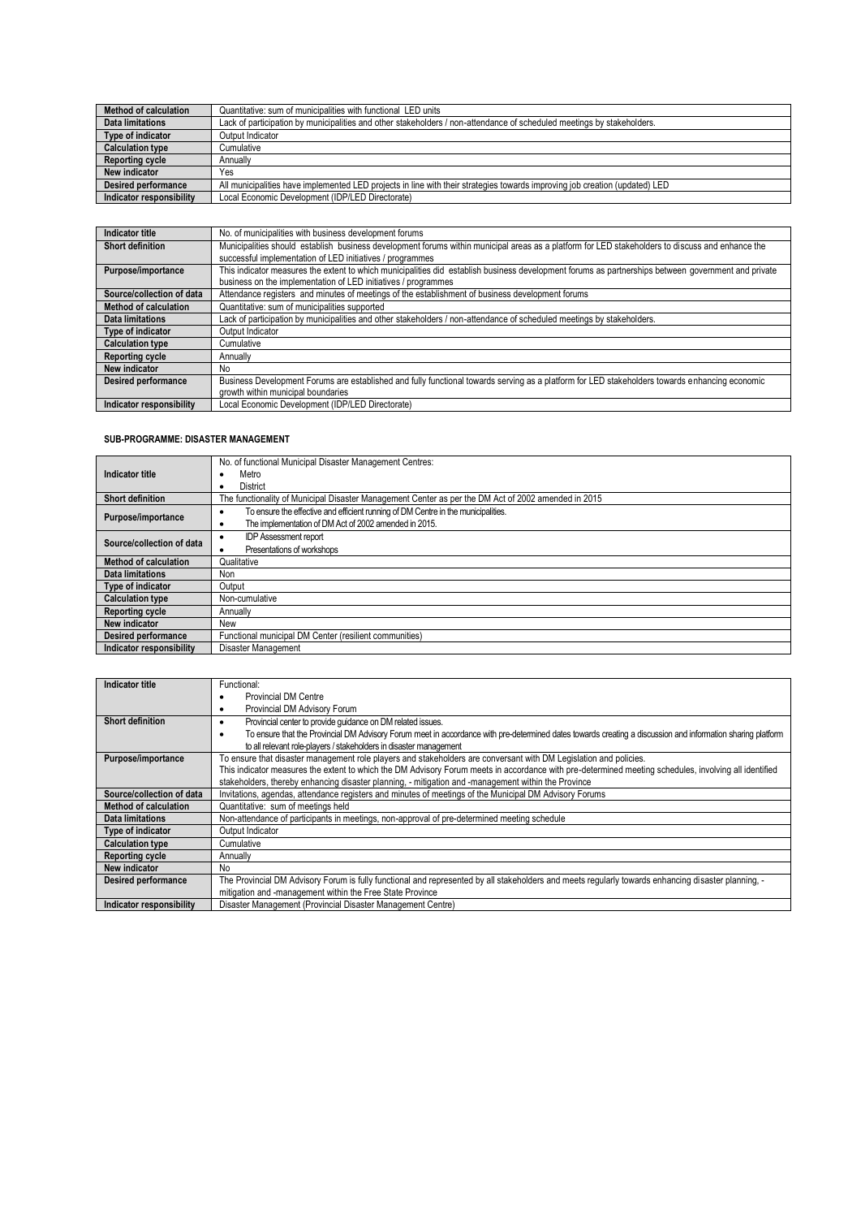| Method of calculation | Quantitative: sum of municipalities with functional LED units |
|---|---|
| Data limitations | Lack of participation by municipalities and other stakeholders / non-attendance of scheduled meetings by stakeholders. |
| Type of indicator | Output Indicator |
| Calculation type | Cumulative |
| Reporting cycle | Annually |
| New indicator | Yes |
| Desired performance | All municipalities have implemented LED projects in line with their strategies towards improving job creation (updated) LED |
| Indicator responsibility | Local Economic Development (IDP/LED Directorate) |

| Indicator title | No. of municipalities with business development forums |
|---|---|
| Short definition | Municipalities should establish business development forums within municipal areas as a platform for LED stakeholders to discuss and enhance the successful implementation of LED initiatives / programmes |
| Purpose/importance | This indicator measures the extent to which municipalities did establish business development forums as partnerships between government and private business on the implementation of LED initiatives / programmes |
| Source/collection of data | Attendance registers and minutes of meetings of the establishment of business development forums |
| Method of calculation | Quantitative: sum of municipalities supported |
| Data limitations | Lack of participation by municipalities and other stakeholders / non-attendance of scheduled meetings by stakeholders. |
| Type of indicator | Output Indicator |
| Calculation type | Cumulative |
| Reporting cycle | Annually |
| New indicator | No |
| Desired performance | Business Development Forums are established and fully functional towards serving as a platform for LED stakeholders towards enhancing economic growth within municipal boundaries |
| Indicator responsibility | Local Economic Development (IDP/LED Directorate) |

**SUB-PROGRAMME: DISASTER MANAGEMENT**

| Indicator title | No. of functional Municipal Disaster Management Centres:<br>• Metro<br>• District |
|---|---|
| Short definition | The functionality of Municipal Disaster Management Center as per the DM Act of 2002 amended in 2015 |
| Purpose/importance | • To ensure the effective and efficient running of DM Centre in the municipalities.<br>• The implementation of DM Act of 2002 amended in 2015. |
| Source/collection of data | • IDP Assessment report<br>• Presentations of workshops |
| Method of calculation | Qualitative |
| Data limitations | Non |
| Type of indicator | Output |
| Calculation type | Non-cumulative |
| Reporting cycle | Annually |
| New indicator | New |
| Desired performance | Functional municipal DM Center (resilient communities) |
| Indicator responsibility | Disaster Management |

| Indicator title | Functional:<br>• Provincial DM Centre<br>• Provincial DM Advisory Forum |
|---|---|
| Short definition | • Provincial center to provide guidance on DM related issues.<br>• To ensure that the Provincial DM Advisory Forum meet in accordance with pre-determined dates towards creating a discussion and information sharing platform to all relevant role-players / stakeholders in disaster management |
| Purpose/importance | To ensure that disaster management role players and stakeholders are conversant with DM Legislation and policies.<br>This indicator measures the extent to which the DM Advisory Forum meets in accordance with pre-determined meeting schedules, involving all identified stakeholders, thereby enhancing disaster planning, - mitigation and -management within the Province |
| Source/collection of data | Invitations, agendas, attendance registers and minutes of meetings of the Municipal DM Advisory Forums |
| Method of calculation | Quantitative: sum of meetings held |
| Data limitations | Non-attendance of participants in meetings, non-approval of pre-determined meeting schedule |
| Type of indicator | Output Indicator |
| Calculation type | Cumulative |
| Reporting cycle | Annually |
| New indicator | No |
| Desired performance | The Provincial DM Advisory Forum is fully functional and represented by all stakeholders and meets regularly towards enhancing disaster planning, - mitigation and -management within the Free State Province |
| Indicator responsibility | Disaster Management (Provincial Disaster Management Centre) |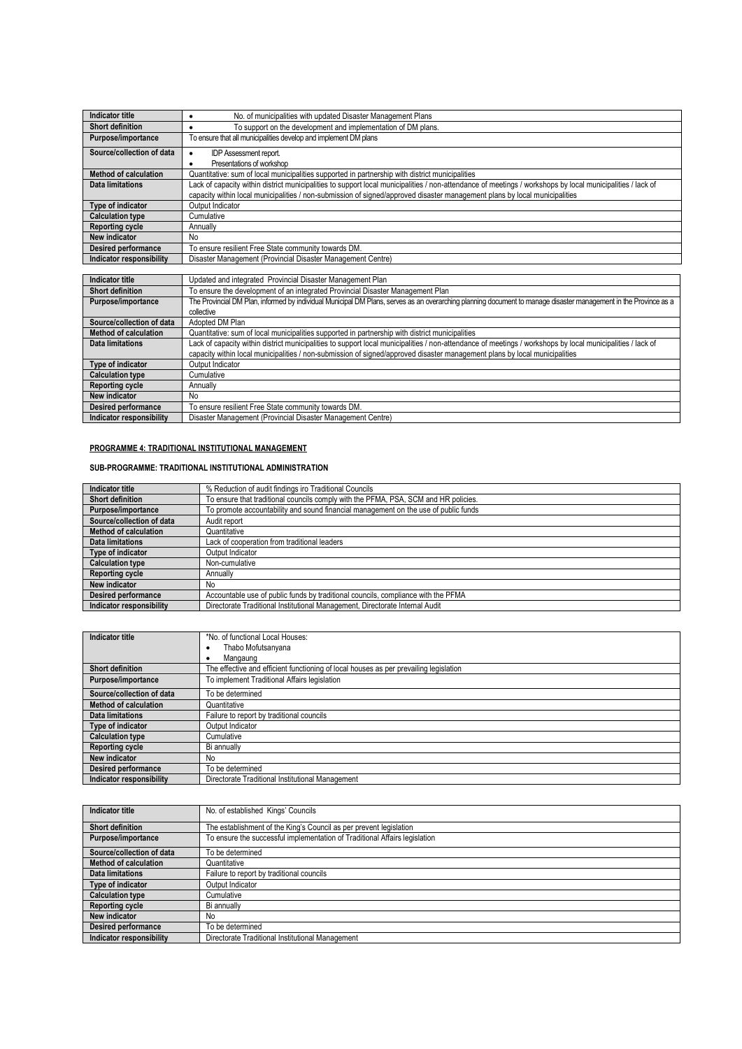| Indicator title | • No. of municipalities with updated Disaster Management Plans |
|---|---|
| Short definition | • To support on the development and implementation of DM plans. |
| Purpose/importance | To ensure that all municipalities develop and implement DM plans |
| Source/collection of data | • IDP Assessment report.<br>• Presentations of workshop |
| Method of calculation | Quantitative: sum of local municipalities supported in partnership with district municipalities |
| Data limitations | Lack of capacity within district municipalities to support local municipalities / non-attendance of meetings / workshops by local municipalities / lack of capacity within local municipalities / non-submission of signed/approved disaster management plans by local municipalities |
| Type of indicator | Output Indicator |
| Calculation type | Cumulative |
| Reporting cycle | Annually |
| New indicator | No |
| Desired performance | To ensure resilient Free State community towards DM. |
| Indicator responsibility | Disaster Management (Provincial Disaster Management Centre) |

| Indicator title | Updated and integrated Provincial Disaster Management Plan |
|---|---|
| Short definition | To ensure the development of an integrated Provincial Disaster Management Plan |
| Purpose/importance | The Provincial DM Plan, informed by individual Municipal DM Plans, serves as an overarching planning document to manage disaster management in the Province as a collective |
| Source/collection of data | Adopted DM Plan |
| Method of calculation | Quantitative: sum of local municipalities supported in partnership with district municipalities |
| Data limitations | Lack of capacity within district municipalities to support local municipalities / non-attendance of meetings / workshops by local municipalities / lack of capacity within local municipalities / non-submission of signed/approved disaster management plans by local municipalities |
| Type of indicator | Output Indicator |
| Calculation type | Cumulative |
| Reporting cycle | Annually |
| New indicator | No |
| Desired performance | To ensure resilient Free State community towards DM. |
| Indicator responsibility | Disaster Management (Provincial Disaster Management Centre) |

**PROGRAMME 4: TRADITIONAL INSTITUTIONAL MANAGEMENT**

**SUB-PROGRAMME: TRADITIONAL INSTITUTIONAL ADMINISTRATION**

| Indicator title | % Reduction of audit findings iro Traditional Councils |
|---|---|
| Short definition | To ensure that traditional councils comply with the PFMA, PSA, SCM and HR policies. |
| Purpose/importance | To promote accountability and sound financial management on the use of public funds |
| Source/collection of data | Audit report |
| Method of calculation | Quantitative |
| Data limitations | Lack of cooperation from traditional leaders |
| Type of indicator | Output Indicator |
| Calculation type | Non-cumulative |
| Reporting cycle | Annually |
| New indicator | No |
| Desired performance | Accountable use of public funds by traditional councils, compliance with the PFMA |
| Indicator responsibility | Directorate Traditional Institutional Management, Directorate Internal Audit |

| Indicator title | *No. of functional Local Houses:<br>• Thabo Mofutsanyana<br>• Mangaung |
|---|---|
| Short definition | The effective and efficient functioning of local houses as per prevailing legislation |
| Purpose/importance | To implement Traditional Affairs legislation |
| Source/collection of data | To be determined |
| Method of calculation | Quantitative |
| Data limitations | Failure to report by traditional councils |
| Type of indicator | Output Indicator |
| Calculation type | Cumulative |
| Reporting cycle | Bi annually |
| New indicator | No |
| Desired performance | To be determined |
| Indicator responsibility | Directorate Traditional Institutional Management |

| Indicator title | No. of established Kings' Councils |
|---|---|
| Short definition | The establishment of the King's Council as per prevent legislation |
| Purpose/importance | To ensure the successful implementation of Traditional Affairs legislation |
| Source/collection of data | To be determined |
| Method of calculation | Quantitative |
| Data limitations | Failure to report by traditional councils |
| Type of indicator | Output Indicator |
| Calculation type | Cumulative |
| Reporting cycle | Bi annually |
| New indicator | No |
| Desired performance | To be determined |
| Indicator responsibility | Directorate Traditional Institutional Management |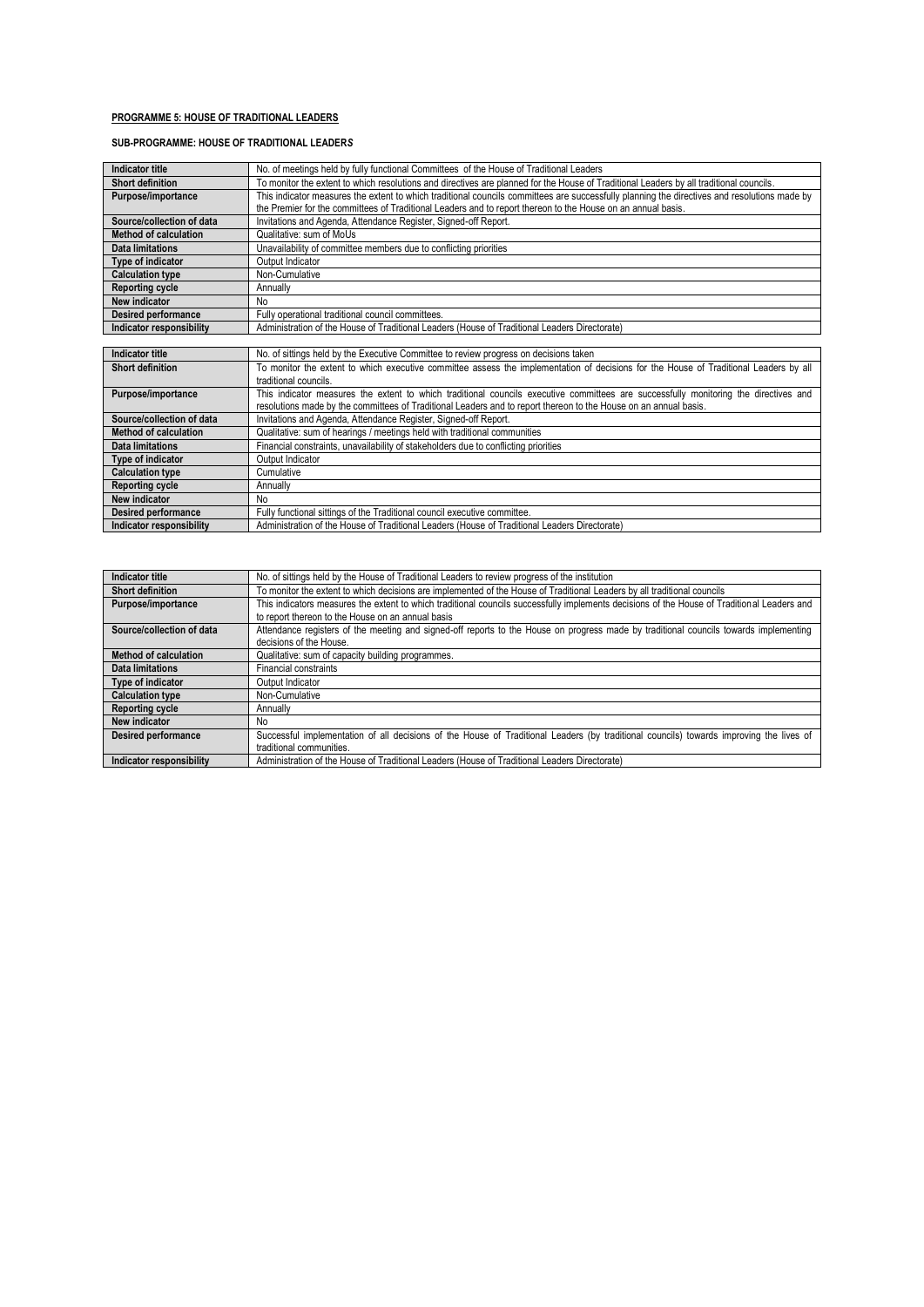**PROGRAMME 5: HOUSE OF TRADITIONAL LEADERS**

**SUB-PROGRAMME: HOUSE OF TRADITIONAL LEADERS**

| | |
|---|---|
| **Indicator title** | No. of meetings held by fully functional Committees of the House of Traditional Leaders |
| **Short definition** | To monitor the extent to which resolutions and directives are planned for the House of Traditional Leaders by all traditional councils. |
| **Purpose/importance** | This indicator measures the extent to which traditional councils committees are successfully planning the directives and resolutions made by the Premier for the committees of Traditional Leaders and to report thereon to the House on an annual basis. |
| **Source/collection of data** | Invitations and Agenda, Attendance Register, Signed-off Report. |
| **Method of calculation** | Qualitative: sum of MoUs |
| **Data limitations** | Unavailability of committee members due to conflicting priorities |
| **Type of indicator** | Output Indicator |
| **Calculation type** | Non-Cumulative |
| **Reporting cycle** | Annually |
| **New indicator** | No |
| **Desired performance** | Fully operational traditional council committees. |
| **Indicator responsibility** | Administration of the House of Traditional Leaders (House of Traditional Leaders Directorate) |

| | |
|---|---|
| **Indicator title** | No. of sittings held by the Executive Committee to review progress on decisions taken |
| **Short definition** | To monitor the extent to which executive committee assess the implementation of decisions for the House of Traditional Leaders by all traditional councils. |
| **Purpose/importance** | This indicator measures the extent to which traditional councils executive committees are successfully monitoring the directives and resolutions made by the committees of Traditional Leaders and to report thereon to the House on an annual basis. |
| **Source/collection of data** | Invitations and Agenda, Attendance Register, Signed-off Report. |
| **Method of calculation** | Qualitative: sum of hearings / meetings held with traditional communities |
| **Data limitations** | Financial constraints, unavailability of stakeholders due to conflicting priorities |
| **Type of indicator** | Output Indicator |
| **Calculation type** | Cumulative |
| **Reporting cycle** | Annually |
| **New indicator** | No |
| **Desired performance** | Fully functional sittings of the Traditional council executive committee. |
| **Indicator responsibility** | Administration of the House of Traditional Leaders (House of Traditional Leaders Directorate) |

| | |
|---|---|
| **Indicator title** | No. of sittings held by the House of Traditional Leaders to review progress of the institution |
| **Short definition** | To monitor the extent to which decisions are implemented of the House of Traditional Leaders by all traditional councils |
| **Purpose/importance** | This indicators measures the extent to which traditional councils successfully implements decisions of the House of Traditional Leaders and to report thereon to the House on an annual basis |
| **Source/collection of data** | Attendance registers of the meeting and signed-off reports to the House on progress made by traditional councils towards implementing decisions of the House. |
| **Method of calculation** | Qualitative: sum of capacity building programmes. |
| **Data limitations** | Financial constraints |
| **Type of indicator** | Output Indicator |
| **Calculation type** | Non-Cumulative |
| **Reporting cycle** | Annually |
| **New indicator** | No |
| **Desired performance** | Successful implementation of all decisions of the House of Traditional Leaders (by traditional councils) towards improving the lives of traditional communities. |
| **Indicator responsibility** | Administration of the House of Traditional Leaders (House of Traditional Leaders Directorate) |